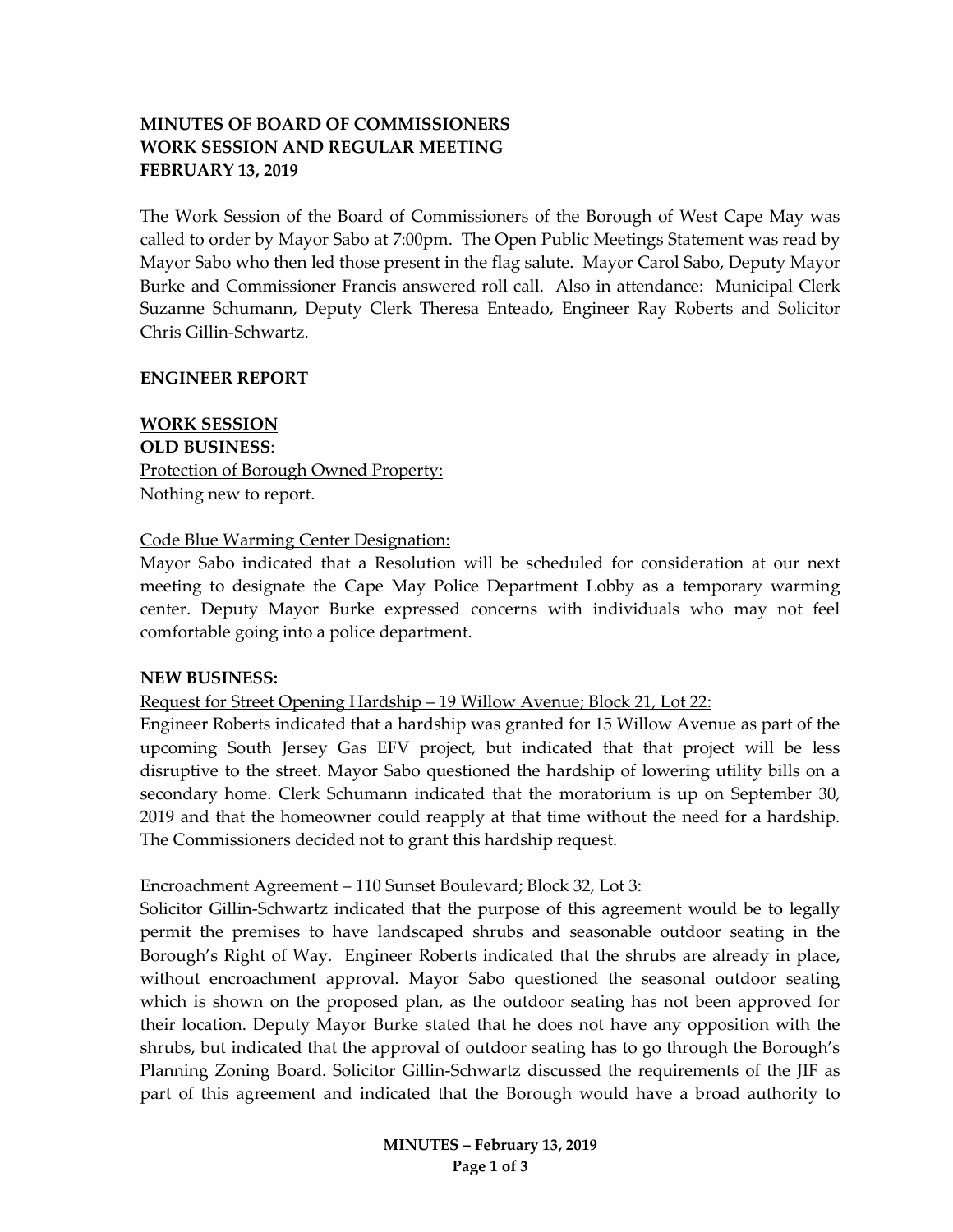# MINUTES OF BOARD OF COMMISSIONERS
# WORK SESSION AND REGULAR MEETING
# FEBRUARY 13, 2019

The Work Session of the Board of Commissioners of the Borough of West Cape May was called to order by Mayor Sabo at 7:00pm. The Open Public Meetings Statement was read by Mayor Sabo who then led those present in the flag salute. Mayor Carol Sabo, Deputy Mayor Burke and Commissioner Francis answered roll call. Also in attendance: Municipal Clerk Suzanne Schumann, Deputy Clerk Theresa Enteado, Engineer Ray Roberts and Solicitor Chris Gillin-Schwartz.

## ENGINEER REPORT

## WORK SESSION

### OLD BUSINESS:

Protection of Borough Owned Property:
Nothing new to report.

Code Blue Warming Center Designation:
Mayor Sabo indicated that a Resolution will be scheduled for consideration at our next meeting to designate the Cape May Police Department Lobby as a temporary warming center. Deputy Mayor Burke expressed concerns with individuals who may not feel comfortable going into a police department.

### NEW BUSINESS:

Request for Street Opening Hardship – 19 Willow Avenue; Block 21, Lot 22:
Engineer Roberts indicated that a hardship was granted for 15 Willow Avenue as part of the upcoming South Jersey Gas EFV project, but indicated that that project will be less disruptive to the street. Mayor Sabo questioned the hardship of lowering utility bills on a secondary home. Clerk Schumann indicated that the moratorium is up on September 30, 2019 and that the homeowner could reapply at that time without the need for a hardship. The Commissioners decided not to grant this hardship request.

Encroachment Agreement – 110 Sunset Boulevard; Block 32, Lot 3:
Solicitor Gillin-Schwartz indicated that the purpose of this agreement would be to legally permit the premises to have landscaped shrubs and seasonable outdoor seating in the Borough's Right of Way. Engineer Roberts indicated that the shrubs are already in place, without encroachment approval. Mayor Sabo questioned the seasonal outdoor seating which is shown on the proposed plan, as the outdoor seating has not been approved for their location. Deputy Mayor Burke stated that he does not have any opposition with the shrubs, but indicated that the approval of outdoor seating has to go through the Borough's Planning Zoning Board. Solicitor Gillin-Schwartz discussed the requirements of the JIF as part of this agreement and indicated that the Borough would have a broad authority to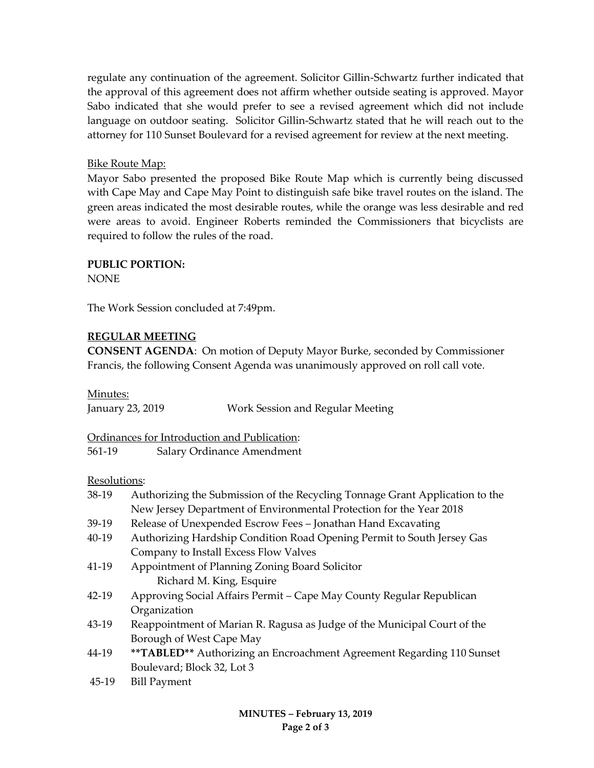regulate any continuation of the agreement. Solicitor Gillin-Schwartz further indicated that the approval of this agreement does not affirm whether outside seating is approved. Mayor Sabo indicated that she would prefer to see a revised agreement which did not include language on outdoor seating. Solicitor Gillin-Schwartz stated that he will reach out to the attorney for 110 Sunset Boulevard for a revised agreement for review at the next meeting.

Bike Route Map:

Mayor Sabo presented the proposed Bike Route Map which is currently being discussed with Cape May and Cape May Point to distinguish safe bike travel routes on the island. The green areas indicated the most desirable routes, while the orange was less desirable and red were areas to avoid. Engineer Roberts reminded the Commissioners that bicyclists are required to follow the rules of the road.

**PUBLIC PORTION:**

NONE

The Work Session concluded at 7:49pm.

## REGULAR MEETING

**CONSENT AGENDA**: On motion of Deputy Mayor Burke, seconded by Commissioner Francis, the following Consent Agenda was unanimously approved on roll call vote.

Minutes:

January 23, 2019 — Work Session and Regular Meeting

Ordinances for Introduction and Publication:

561-19 — Salary Ordinance Amendment

Resolutions:

- 38-19 Authorizing the Submission of the Recycling Tonnage Grant Application to the New Jersey Department of Environmental Protection for the Year 2018
- 39-19 Release of Unexpended Escrow Fees – Jonathan Hand Excavating
- 40-19 Authorizing Hardship Condition Road Opening Permit to South Jersey Gas Company to Install Excess Flow Valves
- 41-19 Appointment of Planning Zoning Board Solicitor
  Richard M. King, Esquire
- 42-19 Approving Social Affairs Permit – Cape May County Regular Republican Organization
- 43-19 Reappointment of Marian R. Ragusa as Judge of the Municipal Court of the Borough of West Cape May
- 44-19 **\*\*TABLED\*\*** Authorizing an Encroachment Agreement Regarding 110 Sunset Boulevard; Block 32, Lot 3
- 45-19 Bill Payment

**MINUTES – February 13, 2019**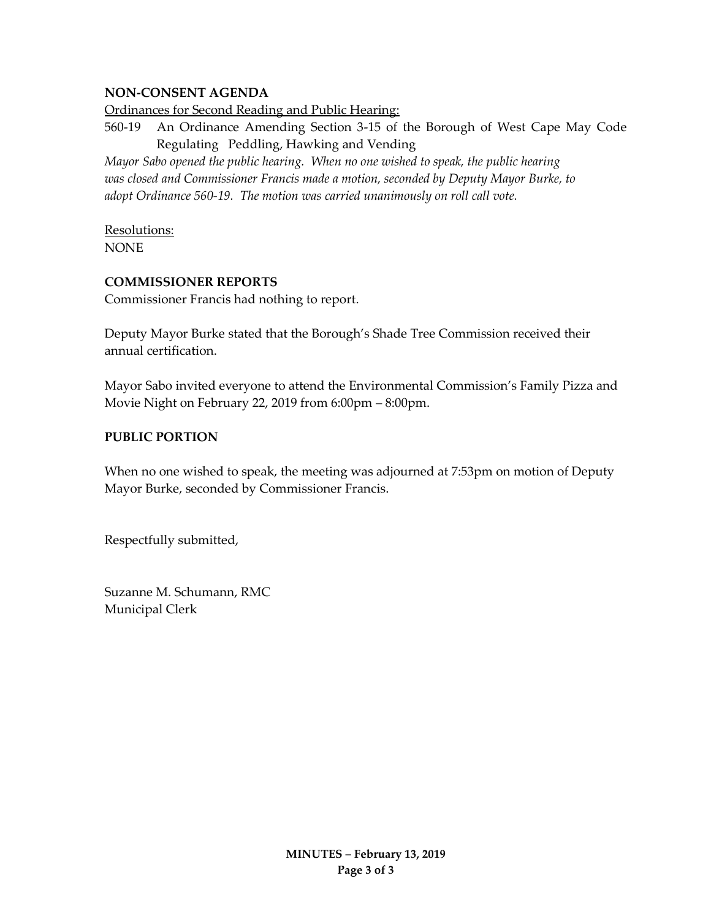**NON-CONSENT AGENDA**

Ordinances for Second Reading and Public Hearing:

560-19 An Ordinance Amending Section 3-15 of the Borough of West Cape May Code Regulating Peddling, Hawking and Vending

*Mayor Sabo opened the public hearing. When no one wished to speak, the public hearing was closed and Commissioner Francis made a motion, seconded by Deputy Mayor Burke, to adopt Ordinance 560-19. The motion was carried unanimously on roll call vote.*

Resolutions:

NONE

**COMMISSIONER REPORTS**

Commissioner Francis had nothing to report.

Deputy Mayor Burke stated that the Borough's Shade Tree Commission received their annual certification.

Mayor Sabo invited everyone to attend the Environmental Commission's Family Pizza and Movie Night on February 22, 2019 from 6:00pm – 8:00pm.

**PUBLIC PORTION**

When no one wished to speak, the meeting was adjourned at 7:53pm on motion of Deputy Mayor Burke, seconded by Commissioner Francis.

Respectfully submitted,

Suzanne M. Schumann, RMC
Municipal Clerk